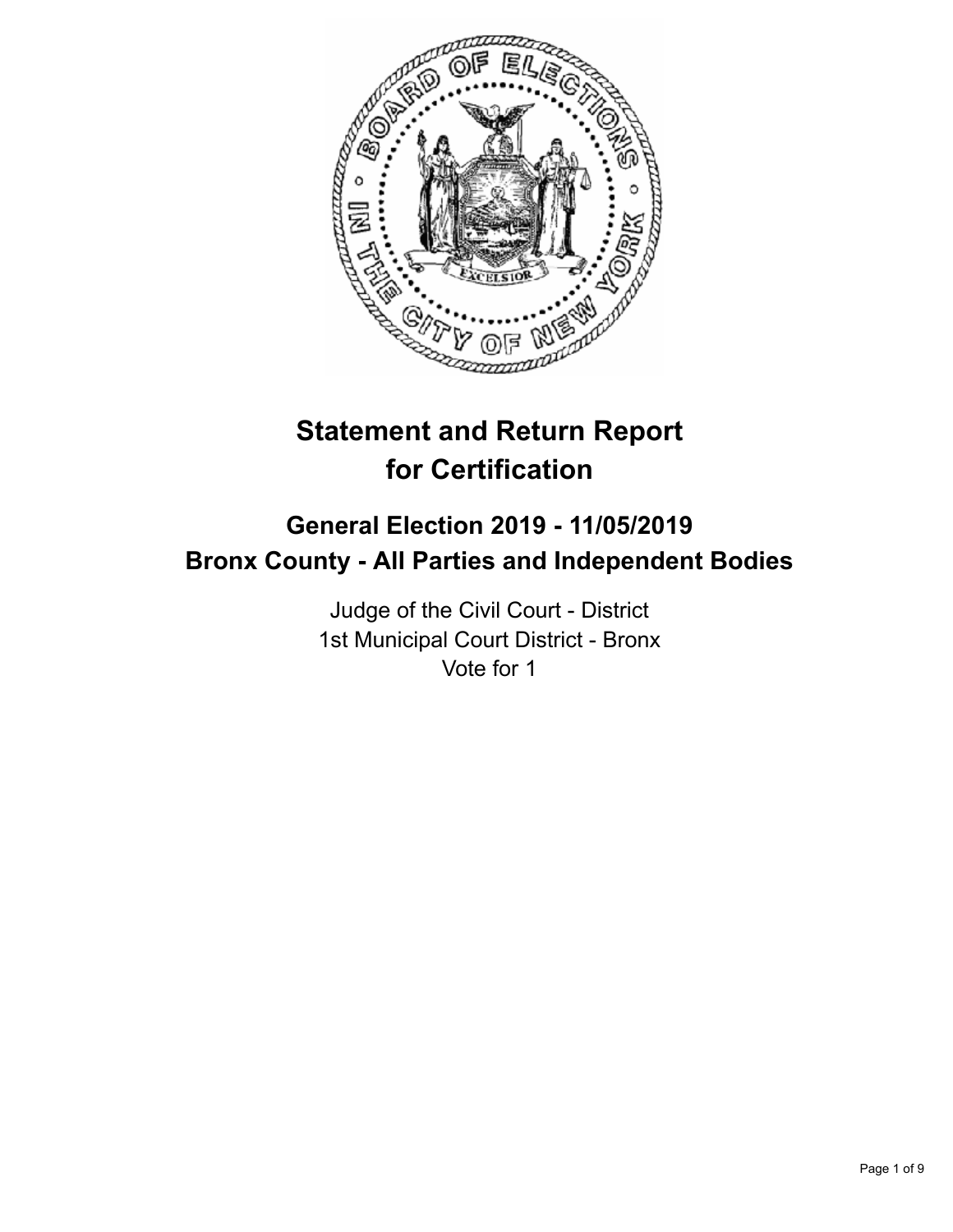# Statement and Return Report for Certification

## General Election 2019 - 11/05/2019
## Bronx County - All Parties and Independent Bodies

Judge of the Civil Court - District
1st Municipal Court District - Bronx
Vote for 1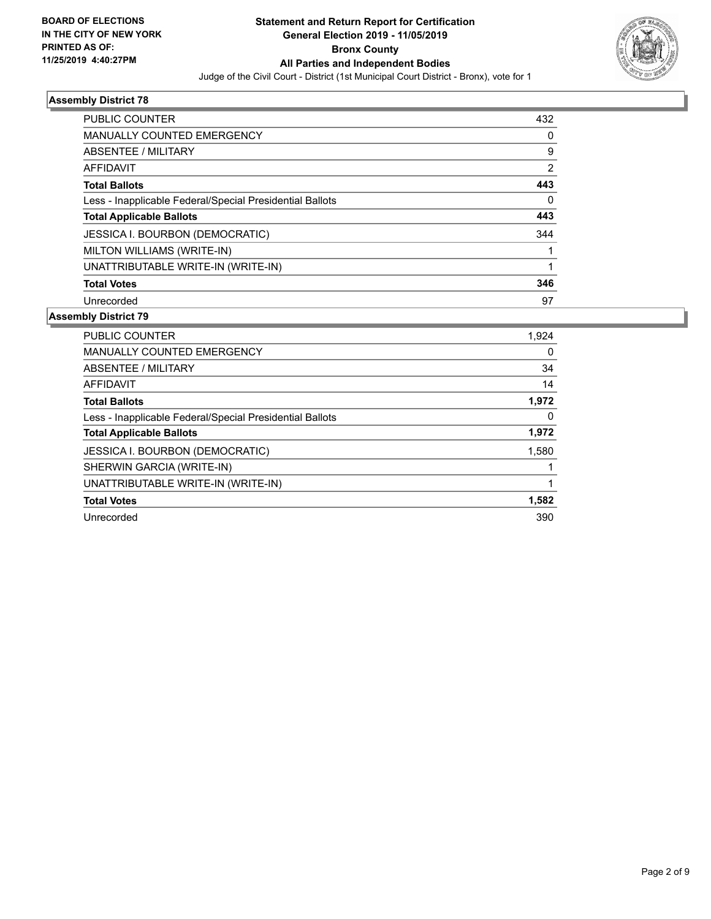## Assembly District 78

| | |
|---|---|
| PUBLIC COUNTER | 432 |
| MANUALLY COUNTED EMERGENCY | 0 |
| ABSENTEE / MILITARY | 9 |
| AFFIDAVIT | 2 |
| **Total Ballots** | **443** |
| Less - Inapplicable Federal/Special Presidential Ballots | 0 |
| **Total Applicable Ballots** | **443** |
| JESSICA I. BOURBON (DEMOCRATIC) | 344 |
| MILTON WILLIAMS (WRITE-IN) | 1 |
| UNATTRIBUTABLE WRITE-IN (WRITE-IN) | 1 |
| **Total Votes** | **346** |
| Unrecorded | 97 |

## Assembly District 79

| | |
|---|---|
| PUBLIC COUNTER | 1,924 |
| MANUALLY COUNTED EMERGENCY | 0 |
| ABSENTEE / MILITARY | 34 |
| AFFIDAVIT | 14 |
| **Total Ballots** | **1,972** |
| Less - Inapplicable Federal/Special Presidential Ballots | 0 |
| **Total Applicable Ballots** | **1,972** |
| JESSICA I. BOURBON (DEMOCRATIC) | 1,580 |
| SHERWIN GARCIA (WRITE-IN) | 1 |
| UNATTRIBUTABLE WRITE-IN (WRITE-IN) | 1 |
| **Total Votes** | **1,582** |
| Unrecorded | 390 |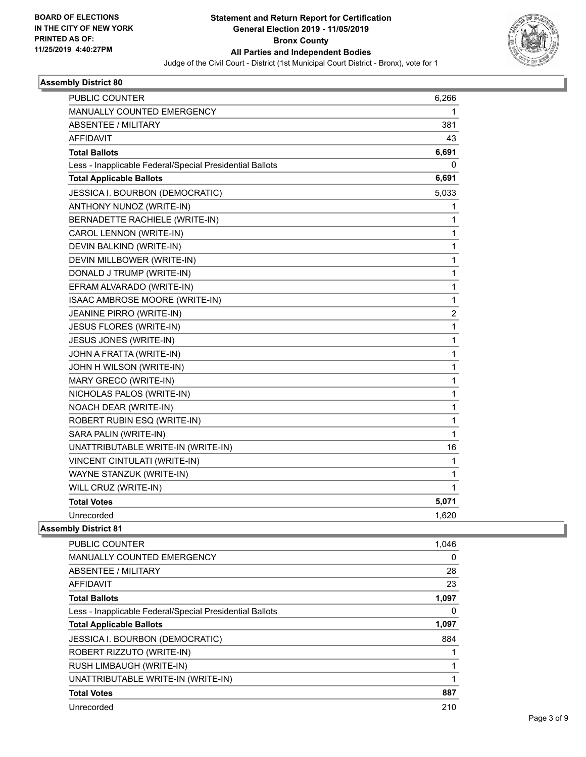BOARD OF ELECTIONS
IN THE CITY OF NEW YORK
PRINTED AS OF:
11/25/2019 4:40:27PM

**Statement and Return Report for Certification**
**General Election 2019 - 11/05/2019**
**Bronx County**
**All Parties and Independent Bodies**
Judge of the Civil Court - District (1st Municipal Court District - Bronx), vote for 1

### Assembly District 80

| | |
|---|---|
| PUBLIC COUNTER | 6,266 |
| MANUALLY COUNTED EMERGENCY | 1 |
| ABSENTEE / MILITARY | 381 |
| AFFIDAVIT | 43 |
| **Total Ballots** | **6,691** |
| Less - Inapplicable Federal/Special Presidential Ballots | 0 |
| **Total Applicable Ballots** | **6,691** |
| JESSICA I. BOURBON (DEMOCRATIC) | 5,033 |
| ANTHONY NUNOZ (WRITE-IN) | 1 |
| BERNADETTE RACHIELE (WRITE-IN) | 1 |
| CAROL LENNON (WRITE-IN) | 1 |
| DEVIN BALKIND (WRITE-IN) | 1 |
| DEVIN MILLBOWER (WRITE-IN) | 1 |
| DONALD J TRUMP (WRITE-IN) | 1 |
| EFRAM ALVARADO (WRITE-IN) | 1 |
| ISAAC AMBROSE MOORE (WRITE-IN) | 1 |
| JEANINE PIRRO (WRITE-IN) | 2 |
| JESUS FLORES (WRITE-IN) | 1 |
| JESUS JONES (WRITE-IN) | 1 |
| JOHN A FRATTA (WRITE-IN) | 1 |
| JOHN H WILSON (WRITE-IN) | 1 |
| MARY GRECO (WRITE-IN) | 1 |
| NICHOLAS PALOS (WRITE-IN) | 1 |
| NOACH DEAR (WRITE-IN) | 1 |
| ROBERT RUBIN ESQ (WRITE-IN) | 1 |
| SARA PALIN (WRITE-IN) | 1 |
| UNATTRIBUTABLE WRITE-IN (WRITE-IN) | 16 |
| VINCENT CINTULATI (WRITE-IN) | 1 |
| WAYNE STANZUK (WRITE-IN) | 1 |
| WILL CRUZ (WRITE-IN) | 1 |
| **Total Votes** | **5,071** |
| Unrecorded | 1,620 |

### Assembly District 81

| | |
|---|---|
| PUBLIC COUNTER | 1,046 |
| MANUALLY COUNTED EMERGENCY | 0 |
| ABSENTEE / MILITARY | 28 |
| AFFIDAVIT | 23 |
| **Total Ballots** | **1,097** |
| Less - Inapplicable Federal/Special Presidential Ballots | 0 |
| **Total Applicable Ballots** | **1,097** |
| JESSICA I. BOURBON (DEMOCRATIC) | 884 |
| ROBERT RIZZUTO (WRITE-IN) | 1 |
| RUSH LIMBAUGH (WRITE-IN) | 1 |
| UNATTRIBUTABLE WRITE-IN (WRITE-IN) | 1 |
| **Total Votes** | **887** |
| Unrecorded | 210 |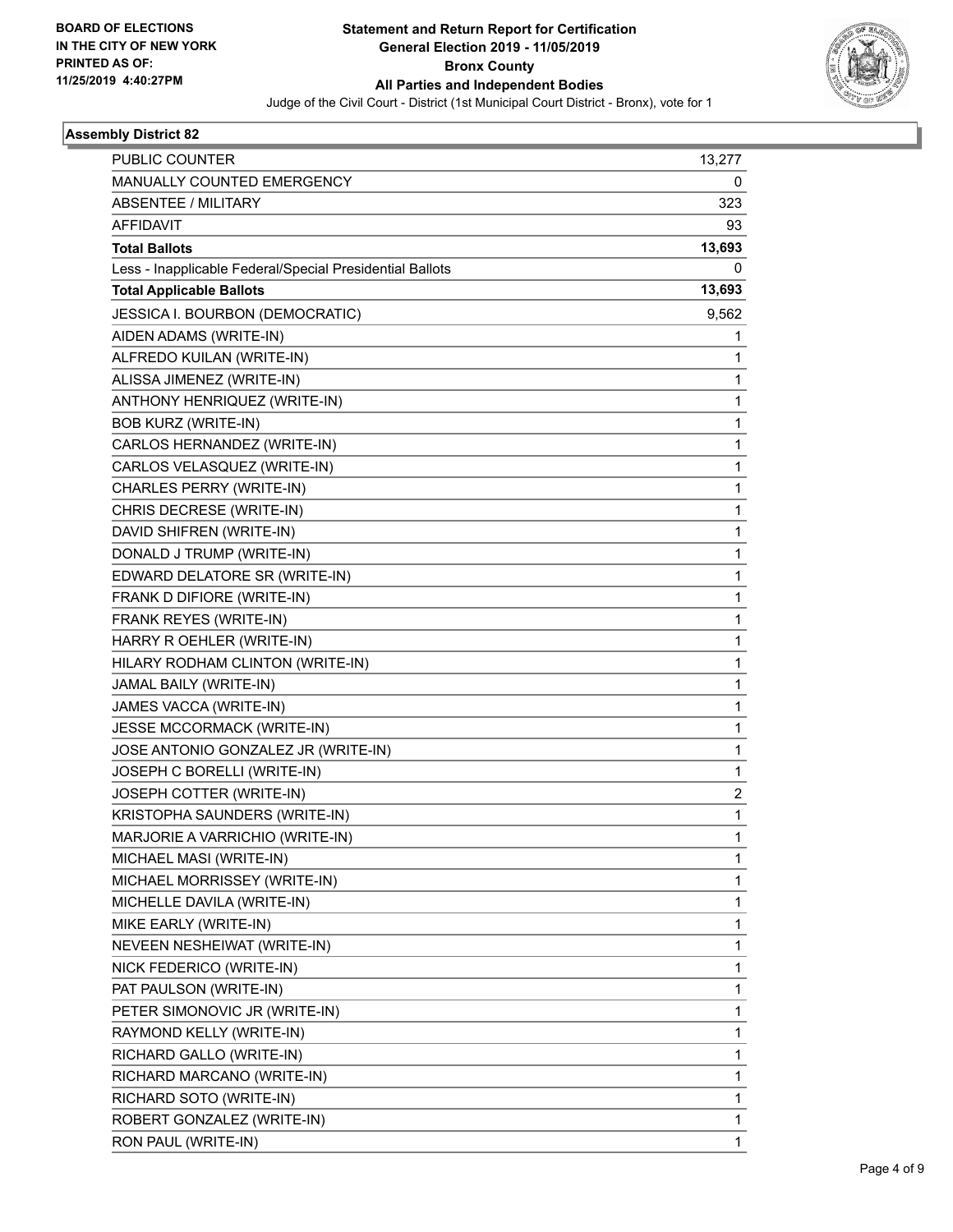**BOARD OF ELECTIONS IN THE CITY OF NEW YORK PRINTED AS OF: 11/25/2019 4:40:27PM**

# Statement and Return Report for Certification
## General Election 2019 - 11/05/2019
## Bronx County
## All Parties and Independent Bodies

Judge of the Civil Court - District (1st Municipal Court District - Bronx), vote for 1

### Assembly District 82

| | |
|---|---|
| PUBLIC COUNTER | 13,277 |
| MANUALLY COUNTED EMERGENCY | 0 |
| ABSENTEE / MILITARY | 323 |
| AFFIDAVIT | 93 |
| **Total Ballots** | **13,693** |
| Less - Inapplicable Federal/Special Presidential Ballots | 0 |
| **Total Applicable Ballots** | **13,693** |
| JESSICA I. BOURBON (DEMOCRATIC) | 9,562 |
| AIDEN ADAMS (WRITE-IN) | 1 |
| ALFREDO KUILAN (WRITE-IN) | 1 |
| ALISSA JIMENEZ (WRITE-IN) | 1 |
| ANTHONY HENRIQUEZ (WRITE-IN) | 1 |
| BOB KURZ (WRITE-IN) | 1 |
| CARLOS HERNANDEZ (WRITE-IN) | 1 |
| CARLOS VELASQUEZ (WRITE-IN) | 1 |
| CHARLES PERRY (WRITE-IN) | 1 |
| CHRIS DECRESE (WRITE-IN) | 1 |
| DAVID SHIFREN (WRITE-IN) | 1 |
| DONALD J TRUMP (WRITE-IN) | 1 |
| EDWARD DELATORE SR (WRITE-IN) | 1 |
| FRANK D DIFIORE (WRITE-IN) | 1 |
| FRANK REYES (WRITE-IN) | 1 |
| HARRY R OEHLER (WRITE-IN) | 1 |
| HILARY RODHAM CLINTON (WRITE-IN) | 1 |
| JAMAL BAILY (WRITE-IN) | 1 |
| JAMES VACCA (WRITE-IN) | 1 |
| JESSE MCCORMACK (WRITE-IN) | 1 |
| JOSE ANTONIO GONZALEZ JR (WRITE-IN) | 1 |
| JOSEPH C BORELLI (WRITE-IN) | 1 |
| JOSEPH COTTER (WRITE-IN) | 2 |
| KRISTOPHA SAUNDERS (WRITE-IN) | 1 |
| MARJORIE A VARRICHIO (WRITE-IN) | 1 |
| MICHAEL MASI (WRITE-IN) | 1 |
| MICHAEL MORRISSEY (WRITE-IN) | 1 |
| MICHELLE DAVILA (WRITE-IN) | 1 |
| MIKE EARLY (WRITE-IN) | 1 |
| NEVEEN NESHEIWAT (WRITE-IN) | 1 |
| NICK FEDERICO (WRITE-IN) | 1 |
| PAT PAULSON (WRITE-IN) | 1 |
| PETER SIMONOVIC JR (WRITE-IN) | 1 |
| RAYMOND KELLY (WRITE-IN) | 1 |
| RICHARD GALLO (WRITE-IN) | 1 |
| RICHARD MARCANO (WRITE-IN) | 1 |
| RICHARD SOTO (WRITE-IN) | 1 |
| ROBERT GONZALEZ (WRITE-IN) | 1 |
| RON PAUL (WRITE-IN) | 1 |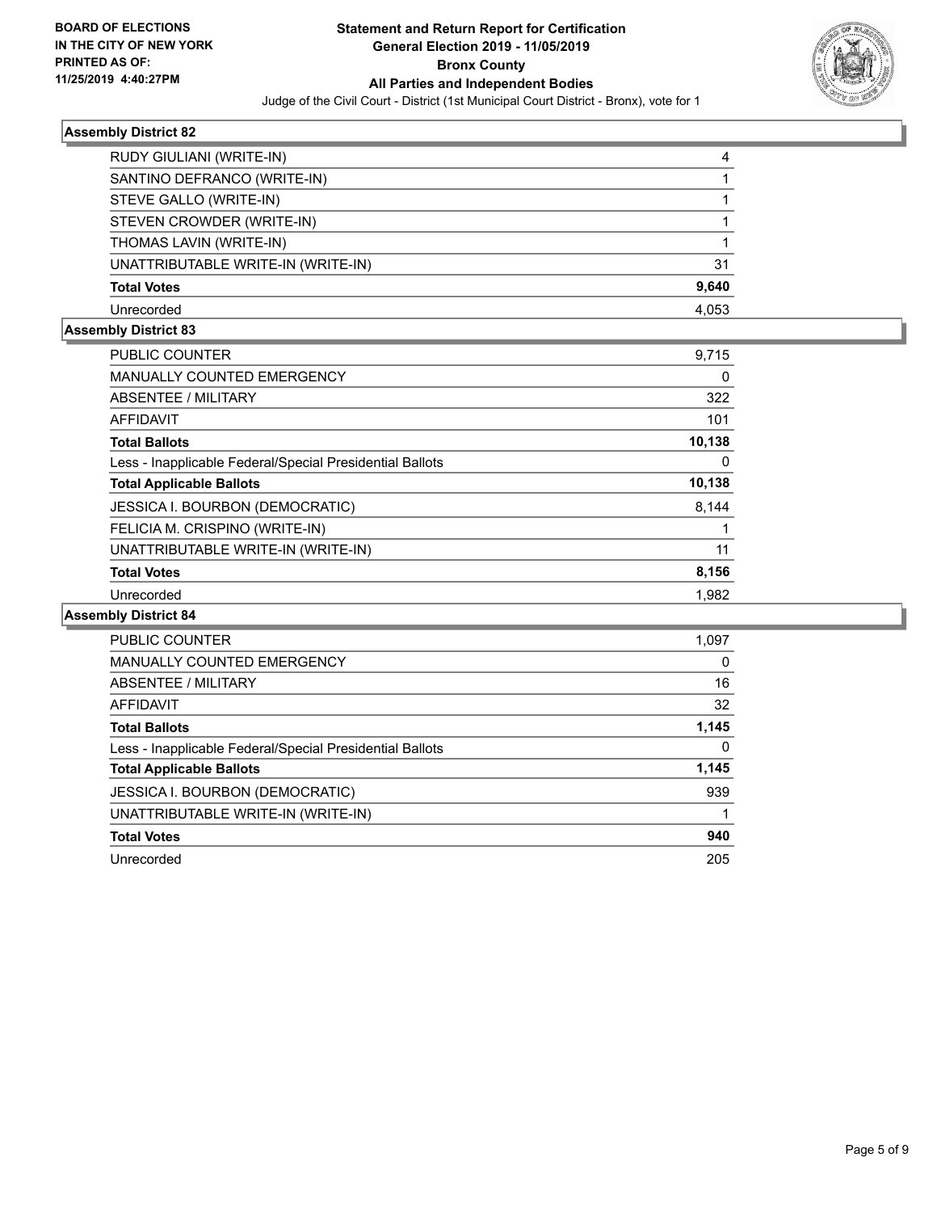**Statement and Return Report for Certification**
**General Election 2019 - 11/05/2019**
**Bronx County**
**All Parties and Independent Bodies**
Judge of the Civil Court - District (1st Municipal Court District - Bronx), vote for 1

BOARD OF ELECTIONS IN THE CITY OF NEW YORK PRINTED AS OF: 11/25/2019 4:40:27PM

### Assembly District 82

| | |
|---|---|
| RUDY GIULIANI (WRITE-IN) | 4 |
| SANTINO DEFRANCO (WRITE-IN) | 1 |
| STEVE GALLO (WRITE-IN) | 1 |
| STEVEN CROWDER (WRITE-IN) | 1 |
| THOMAS LAVIN (WRITE-IN) | 1 |
| UNATTRIBUTABLE WRITE-IN (WRITE-IN) | 31 |
| **Total Votes** | **9,640** |
| Unrecorded | 4,053 |

### Assembly District 83

| | |
|---|---|
| PUBLIC COUNTER | 9,715 |
| MANUALLY COUNTED EMERGENCY | 0 |
| ABSENTEE / MILITARY | 322 |
| AFFIDAVIT | 101 |
| **Total Ballots** | **10,138** |
| Less - Inapplicable Federal/Special Presidential Ballots | 0 |
| **Total Applicable Ballots** | **10,138** |
| JESSICA I. BOURBON (DEMOCRATIC) | 8,144 |
| FELICIA M. CRISPINO (WRITE-IN) | 1 |
| UNATTRIBUTABLE WRITE-IN (WRITE-IN) | 11 |
| **Total Votes** | **8,156** |
| Unrecorded | 1,982 |

### Assembly District 84

| | |
|---|---|
| PUBLIC COUNTER | 1,097 |
| MANUALLY COUNTED EMERGENCY | 0 |
| ABSENTEE / MILITARY | 16 |
| AFFIDAVIT | 32 |
| **Total Ballots** | **1,145** |
| Less - Inapplicable Federal/Special Presidential Ballots | 0 |
| **Total Applicable Ballots** | **1,145** |
| JESSICA I. BOURBON (DEMOCRATIC) | 939 |
| UNATTRIBUTABLE WRITE-IN (WRITE-IN) | 1 |
| **Total Votes** | **940** |
| Unrecorded | 205 |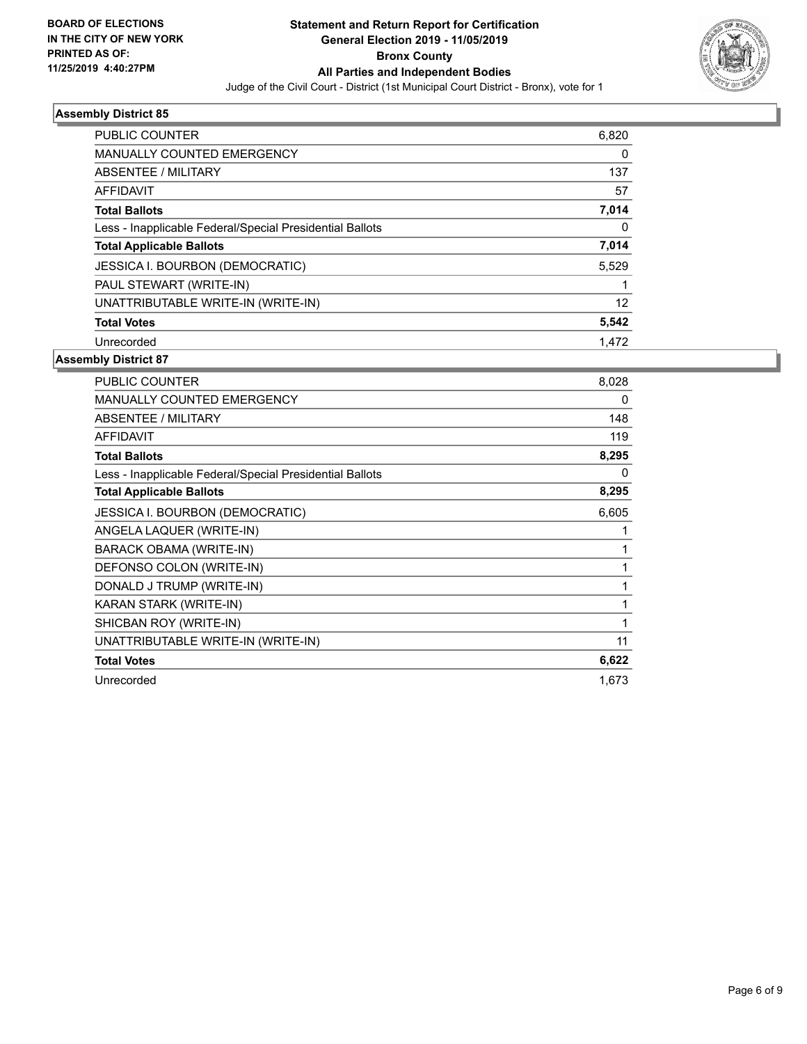**BOARD OF ELECTIONS IN THE CITY OF NEW YORK PRINTED AS OF: 11/25/2019 4:40:27PM**

# Statement and Return Report for Certification General Election 2019 - 11/05/2019 Bronx County All Parties and Independent Bodies

Judge of the Civil Court - District (1st Municipal Court District - Bronx), vote for 1

## Assembly District 85

| | |
|---|---|
| PUBLIC COUNTER | 6,820 |
| MANUALLY COUNTED EMERGENCY | 0 |
| ABSENTEE / MILITARY | 137 |
| AFFIDAVIT | 57 |
| **Total Ballots** | **7,014** |
| Less - Inapplicable Federal/Special Presidential Ballots | 0 |
| **Total Applicable Ballots** | **7,014** |
| JESSICA I. BOURBON (DEMOCRATIC) | 5,529 |
| PAUL STEWART (WRITE-IN) | 1 |
| UNATTRIBUTABLE WRITE-IN (WRITE-IN) | 12 |
| **Total Votes** | **5,542** |
| Unrecorded | 1,472 |

## Assembly District 87

| | |
|---|---|
| PUBLIC COUNTER | 8,028 |
| MANUALLY COUNTED EMERGENCY | 0 |
| ABSENTEE / MILITARY | 148 |
| AFFIDAVIT | 119 |
| **Total Ballots** | **8,295** |
| Less - Inapplicable Federal/Special Presidential Ballots | 0 |
| **Total Applicable Ballots** | **8,295** |
| JESSICA I. BOURBON (DEMOCRATIC) | 6,605 |
| ANGELA LAQUER (WRITE-IN) | 1 |
| BARACK OBAMA (WRITE-IN) | 1 |
| DEFONSO COLON (WRITE-IN) | 1 |
| DONALD J TRUMP (WRITE-IN) | 1 |
| KARAN STARK (WRITE-IN) | 1 |
| SHICBAN ROY (WRITE-IN) | 1 |
| UNATTRIBUTABLE WRITE-IN (WRITE-IN) | 11 |
| **Total Votes** | **6,622** |
| Unrecorded | 1,673 |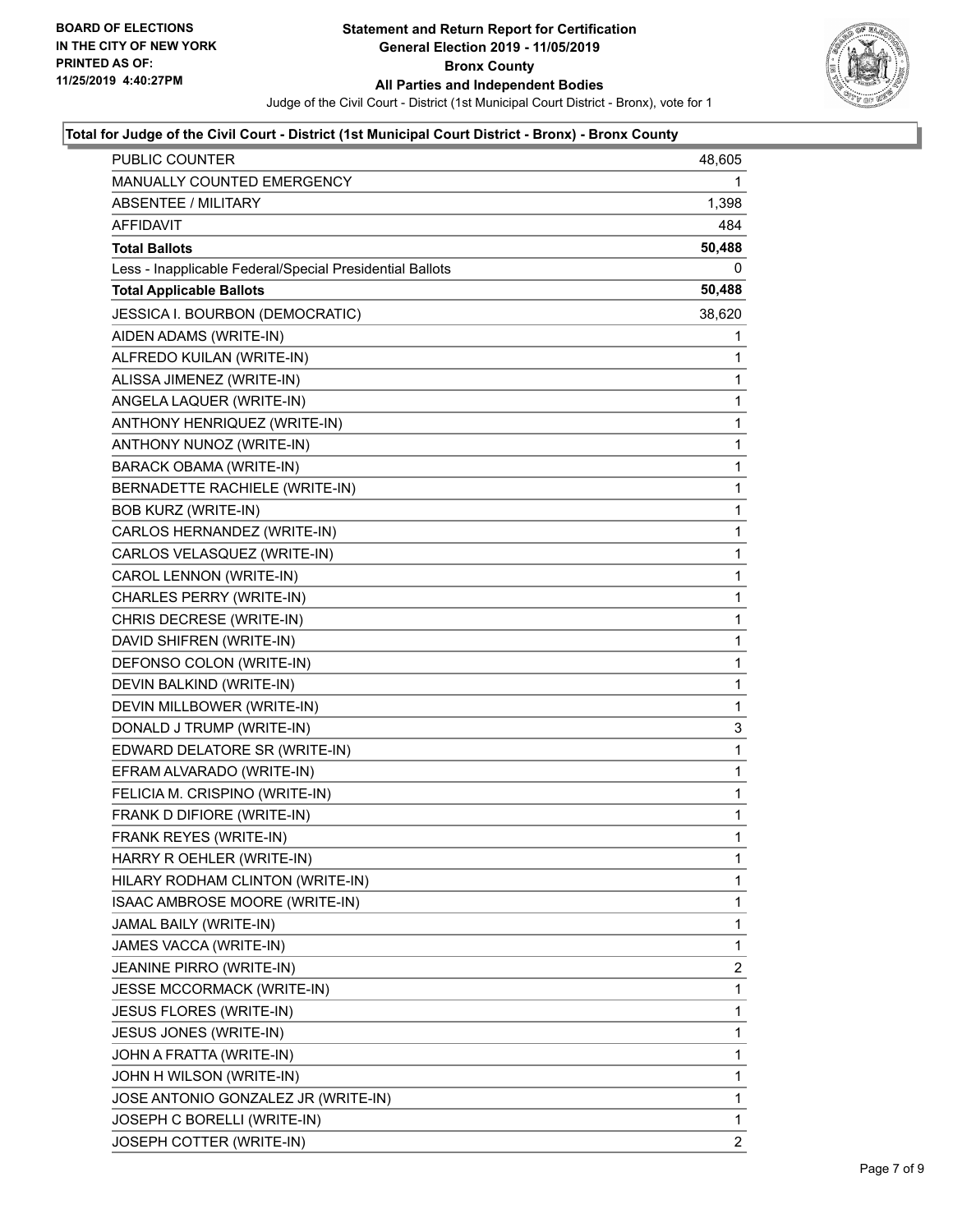BOARD OF ELECTIONS
IN THE CITY OF NEW YORK
PRINTED AS OF:
11/25/2019 4:40:27PM

**Statement and Return Report for Certification**
**General Election 2019 - 11/05/2019**
**Bronx County**
**All Parties and Independent Bodies**
Judge of the Civil Court - District (1st Municipal Court District - Bronx), vote for 1

**Total for Judge of the Civil Court - District (1st Municipal Court District - Bronx) - Bronx County**

| | |
|---|---|
| PUBLIC COUNTER | 48,605 |
| MANUALLY COUNTED EMERGENCY | 1 |
| ABSENTEE / MILITARY | 1,398 |
| AFFIDAVIT | 484 |
| **Total Ballots** | **50,488** |
| Less - Inapplicable Federal/Special Presidential Ballots | 0 |
| **Total Applicable Ballots** | **50,488** |
| JESSICA I. BOURBON (DEMOCRATIC) | 38,620 |
| AIDEN ADAMS (WRITE-IN) | 1 |
| ALFREDO KUILAN (WRITE-IN) | 1 |
| ALISSA JIMENEZ (WRITE-IN) | 1 |
| ANGELA LAQUER (WRITE-IN) | 1 |
| ANTHONY HENRIQUEZ (WRITE-IN) | 1 |
| ANTHONY NUNOZ (WRITE-IN) | 1 |
| BARACK OBAMA (WRITE-IN) | 1 |
| BERNADETTE RACHIELE (WRITE-IN) | 1 |
| BOB KURZ (WRITE-IN) | 1 |
| CARLOS HERNANDEZ (WRITE-IN) | 1 |
| CARLOS VELASQUEZ (WRITE-IN) | 1 |
| CAROL LENNON (WRITE-IN) | 1 |
| CHARLES PERRY (WRITE-IN) | 1 |
| CHRIS DECRESE (WRITE-IN) | 1 |
| DAVID SHIFREN (WRITE-IN) | 1 |
| DEFONSO COLON (WRITE-IN) | 1 |
| DEVIN BALKIND (WRITE-IN) | 1 |
| DEVIN MILLBOWER (WRITE-IN) | 1 |
| DONALD J TRUMP (WRITE-IN) | 3 |
| EDWARD DELATORE SR (WRITE-IN) | 1 |
| EFRAM ALVARADO (WRITE-IN) | 1 |
| FELICIA M. CRISPINO (WRITE-IN) | 1 |
| FRANK D DIFIORE (WRITE-IN) | 1 |
| FRANK REYES (WRITE-IN) | 1 |
| HARRY R OEHLER (WRITE-IN) | 1 |
| HILARY RODHAM CLINTON (WRITE-IN) | 1 |
| ISAAC AMBROSE MOORE (WRITE-IN) | 1 |
| JAMAL BAILY (WRITE-IN) | 1 |
| JAMES VACCA (WRITE-IN) | 1 |
| JEANINE PIRRO (WRITE-IN) | 2 |
| JESSE MCCORMACK (WRITE-IN) | 1 |
| JESUS FLORES (WRITE-IN) | 1 |
| JESUS JONES (WRITE-IN) | 1 |
| JOHN A FRATTA (WRITE-IN) | 1 |
| JOHN H WILSON (WRITE-IN) | 1 |
| JOSE ANTONIO GONZALEZ JR (WRITE-IN) | 1 |
| JOSEPH C BORELLI (WRITE-IN) | 1 |
| JOSEPH COTTER (WRITE-IN) | 2 |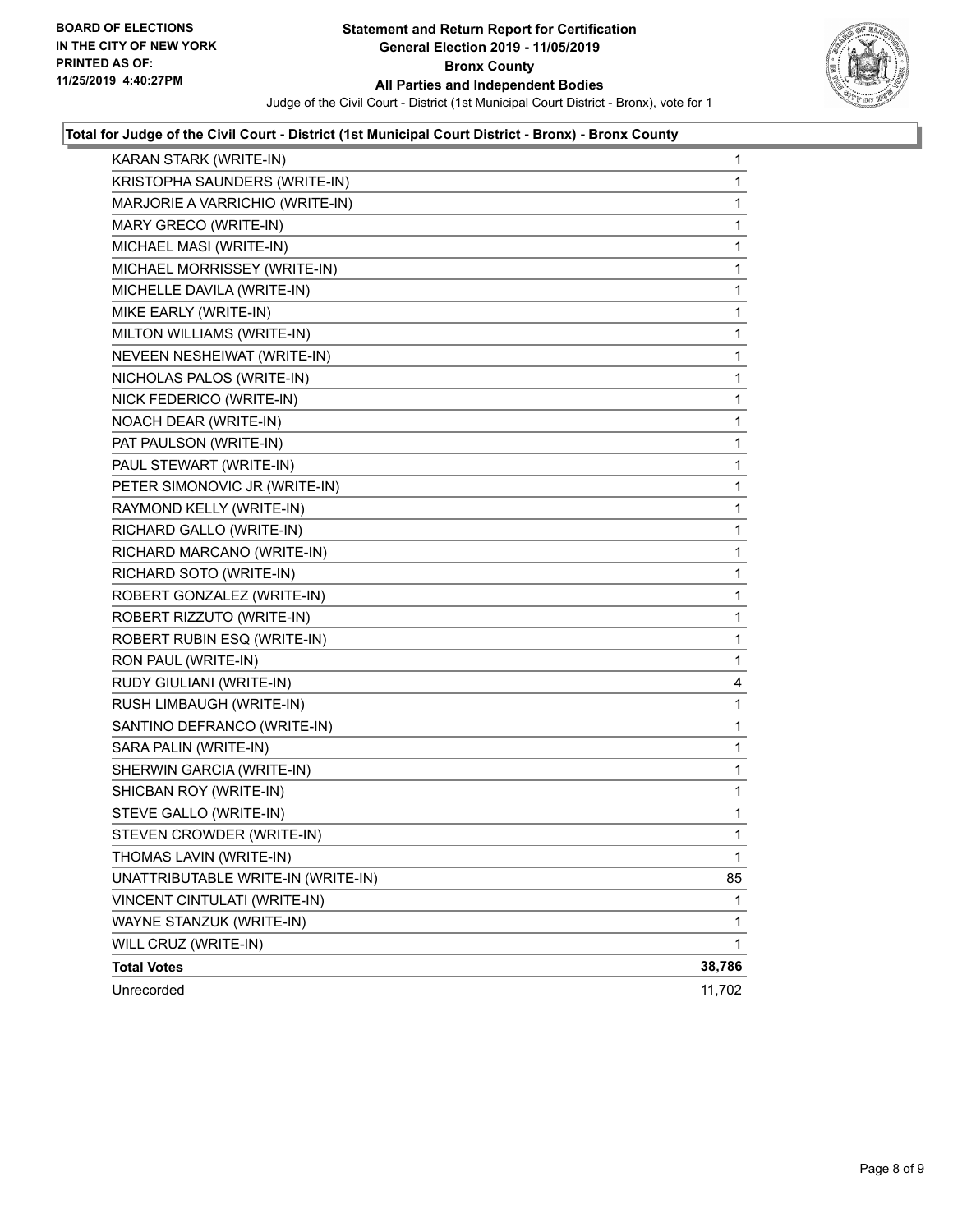**BOARD OF ELECTIONS IN THE CITY OF NEW YORK PRINTED AS OF: 11/25/2019 4:40:27PM**

# Statement and Return Report for Certification General Election 2019 - 11/05/2019 Bronx County All Parties and Independent Bodies

Judge of the Civil Court - District (1st Municipal Court District - Bronx), vote for 1

## Total for Judge of the Civil Court - District (1st Municipal Court District - Bronx) - Bronx County

| | |
|---|---|
| KARAN STARK (WRITE-IN) | 1 |
| KRISTOPHA SAUNDERS (WRITE-IN) | 1 |
| MARJORIE A VARRICHIO (WRITE-IN) | 1 |
| MARY GRECO (WRITE-IN) | 1 |
| MICHAEL MASI (WRITE-IN) | 1 |
| MICHAEL MORRISSEY (WRITE-IN) | 1 |
| MICHELLE DAVILA (WRITE-IN) | 1 |
| MIKE EARLY (WRITE-IN) | 1 |
| MILTON WILLIAMS (WRITE-IN) | 1 |
| NEVEEN NESHEIWAT (WRITE-IN) | 1 |
| NICHOLAS PALOS (WRITE-IN) | 1 |
| NICK FEDERICO (WRITE-IN) | 1 |
| NOACH DEAR (WRITE-IN) | 1 |
| PAT PAULSON (WRITE-IN) | 1 |
| PAUL STEWART (WRITE-IN) | 1 |
| PETER SIMONOVIC JR (WRITE-IN) | 1 |
| RAYMOND KELLY (WRITE-IN) | 1 |
| RICHARD GALLO (WRITE-IN) | 1 |
| RICHARD MARCANO (WRITE-IN) | 1 |
| RICHARD SOTO (WRITE-IN) | 1 |
| ROBERT GONZALEZ (WRITE-IN) | 1 |
| ROBERT RIZZUTO (WRITE-IN) | 1 |
| ROBERT RUBIN ESQ (WRITE-IN) | 1 |
| RON PAUL (WRITE-IN) | 1 |
| RUDY GIULIANI (WRITE-IN) | 4 |
| RUSH LIMBAUGH (WRITE-IN) | 1 |
| SANTINO DEFRANCO (WRITE-IN) | 1 |
| SARA PALIN (WRITE-IN) | 1 |
| SHERWIN GARCIA (WRITE-IN) | 1 |
| SHICBAN ROY (WRITE-IN) | 1 |
| STEVE GALLO (WRITE-IN) | 1 |
| STEVEN CROWDER (WRITE-IN) | 1 |
| THOMAS LAVIN (WRITE-IN) | 1 |
| UNATTRIBUTABLE WRITE-IN (WRITE-IN) | 85 |
| VINCENT CINTULATI (WRITE-IN) | 1 |
| WAYNE STANZUK (WRITE-IN) | 1 |
| WILL CRUZ (WRITE-IN) | 1 |
| **Total Votes** | **38,786** |
| Unrecorded | 11,702 |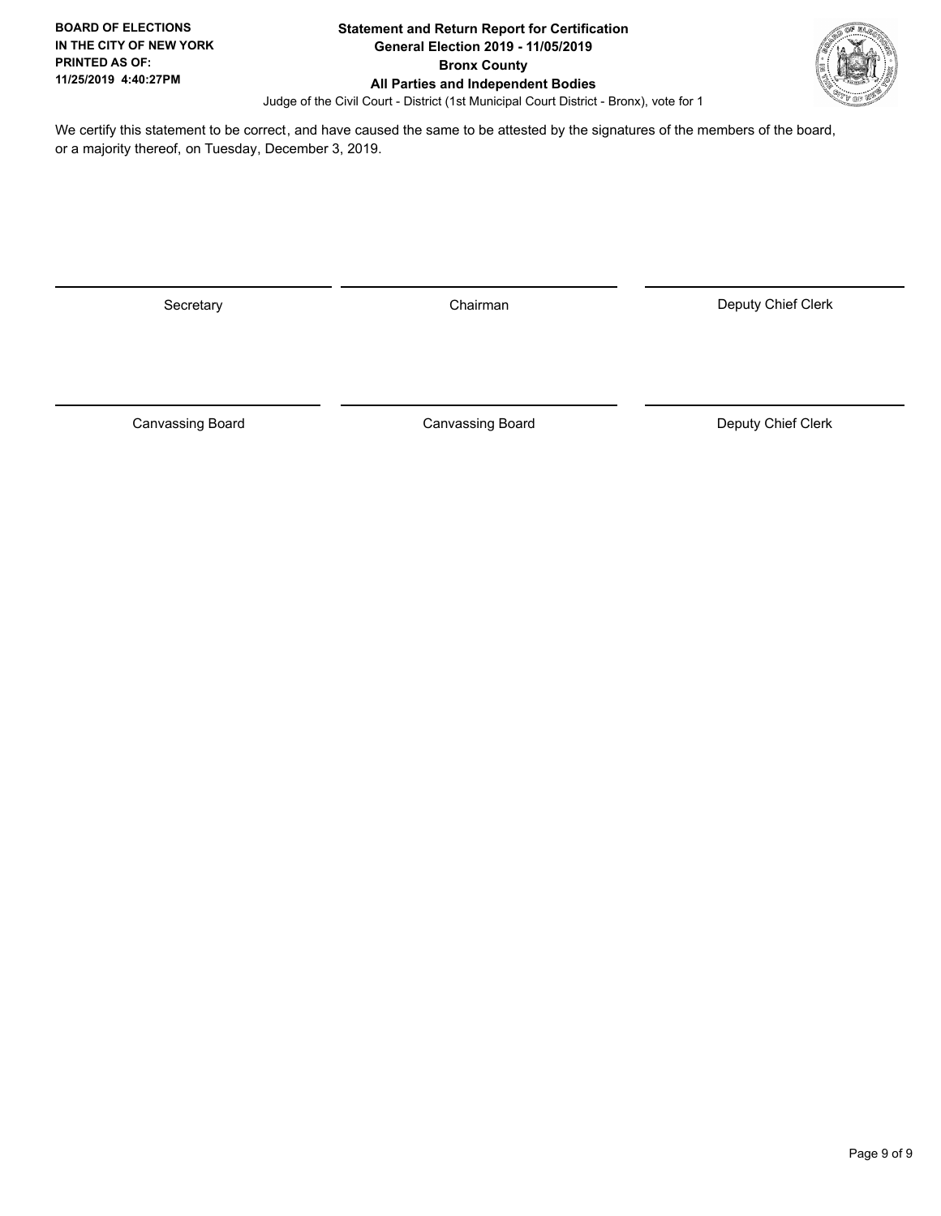We certify this statement to be correct, and have caused the same to be attested by the signatures of the members of the board, or a majority thereof, on Tuesday, December 3, 2019.

| | | |
|---|---|---|
| Secretary | Chairman | Deputy Chief Clerk |
| Canvassing Board | Canvassing Board | Deputy Chief Clerk |